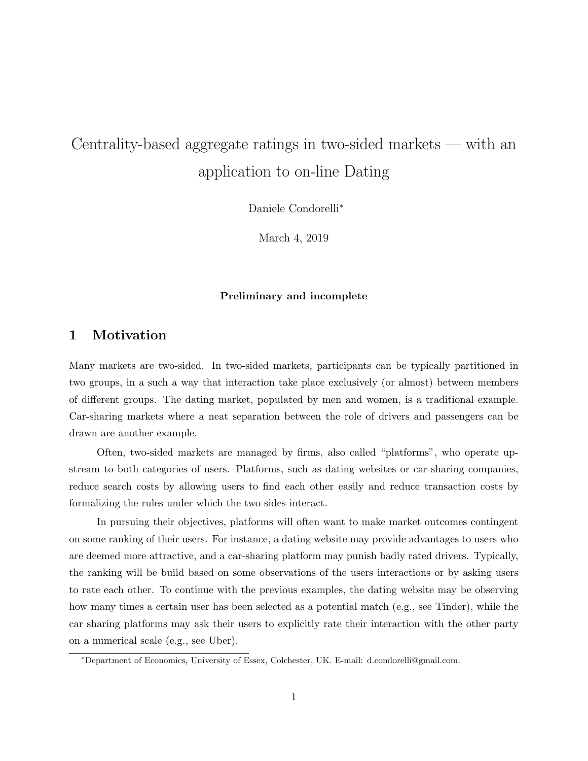# Centrality-based aggregate ratings in two-sided markets — with an application to on-line Dating

Daniele Condorelli[*]

March 4, 2019

**Preliminary and incomplete**

## 1 Motivation

Many markets are two-sided. In two-sided markets, participants can be typically partitioned in two groups, in a such a way that interaction take place exclusively (or almost) between members of different groups. The dating market, populated by men and women, is a traditional example. Car-sharing markets where a neat separation between the role of drivers and passengers can be drawn are another example.

Often, two-sided markets are managed by firms, also called "platforms", who operate upstream to both categories of users. Platforms, such as dating websites or car-sharing companies, reduce search costs by allowing users to find each other easily and reduce transaction costs by formalizing the rules under which the two sides interact.

In pursuing their objectives, platforms will often want to make market outcomes contingent on some ranking of their users. For instance, a dating website may provide advantages to users who are deemed more attractive, and a car-sharing platform may punish badly rated drivers. Typically, the ranking will be build based on some observations of the users interactions or by asking users to rate each other. To continue with the previous examples, the dating website may be observing how many times a certain user has been selected as a potential match (e.g., see Tinder), while the car sharing platforms may ask their users to explicitly rate their interaction with the other party on a numerical scale (e.g., see Uber).

[*] Department of Economics, University of Essex, Colchester, UK. E-mail: d.condorelli@gmail.com.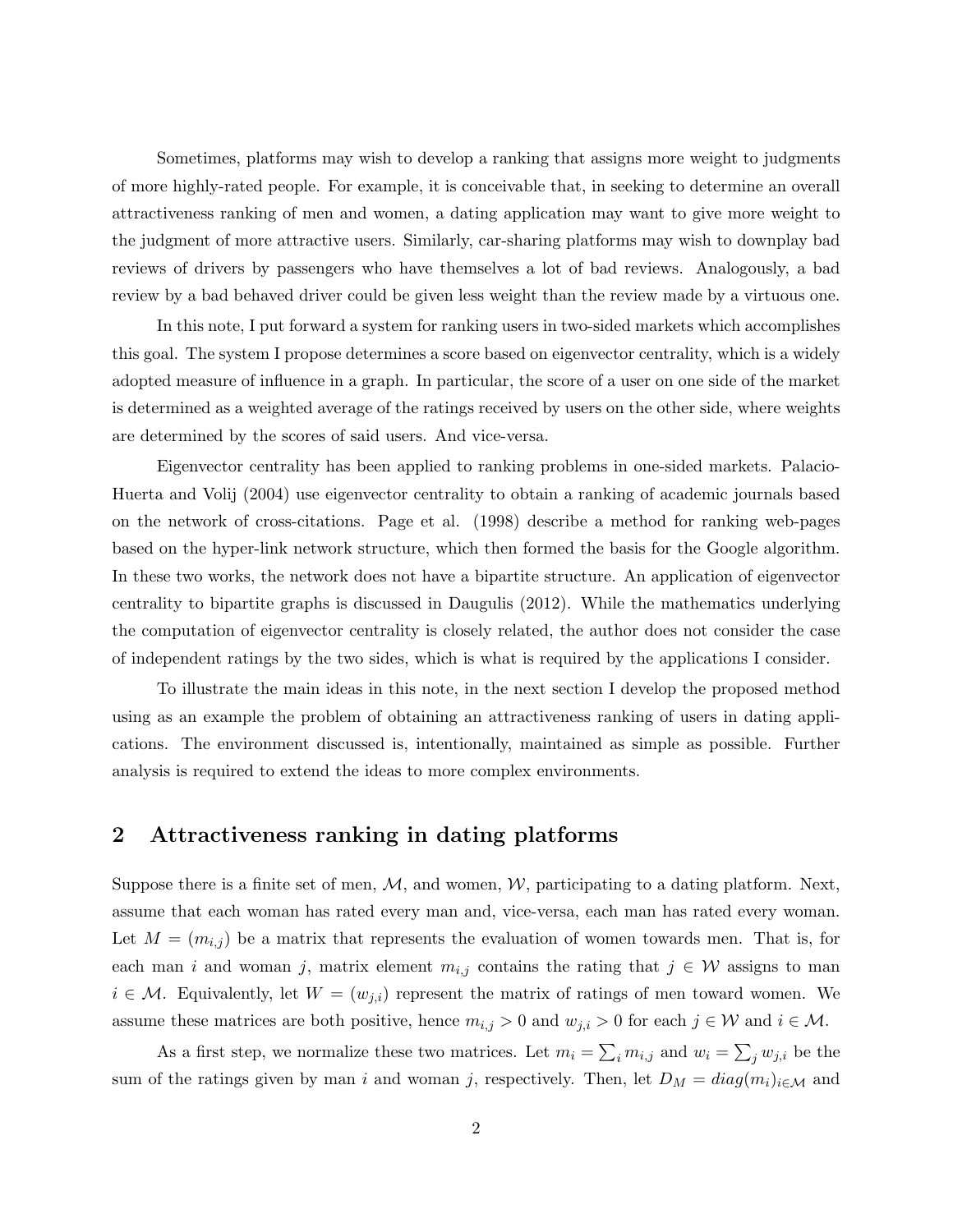Sometimes, platforms may wish to develop a ranking that assigns more weight to judgments of more highly-rated people. For example, it is conceivable that, in seeking to determine an overall attractiveness ranking of men and women, a dating application may want to give more weight to the judgment of more attractive users. Similarly, car-sharing platforms may wish to downplay bad reviews of drivers by passengers who have themselves a lot of bad reviews. Analogously, a bad review by a bad behaved driver could be given less weight than the review made by a virtuous one.

In this note, I put forward a system for ranking users in two-sided markets which accomplishes this goal. The system I propose determines a score based on eigenvector centrality, which is a widely adopted measure of influence in a graph. In particular, the score of a user on one side of the market is determined as a weighted average of the ratings received by users on the other side, where weights are determined by the scores of said users. And vice-versa.

Eigenvector centrality has been applied to ranking problems in one-sided markets. Palacio-Huerta and Volij (2004) use eigenvector centrality to obtain a ranking of academic journals based on the network of cross-citations. Page et al. (1998) describe a method for ranking web-pages based on the hyper-link network structure, which then formed the basis for the Google algorithm. In these two works, the network does not have a bipartite structure. An application of eigenvector centrality to bipartite graphs is discussed in Daugulis (2012). While the mathematics underlying the computation of eigenvector centrality is closely related, the author does not consider the case of independent ratings by the two sides, which is what is required by the applications I consider.

To illustrate the main ideas in this note, in the next section I develop the proposed method using as an example the problem of obtaining an attractiveness ranking of users in dating applications. The environment discussed is, intentionally, maintained as simple as possible. Further analysis is required to extend the ideas to more complex environments.

## 2 Attractiveness ranking in dating platforms

Suppose there is a finite set of men, $\mathcal{M}$, and women, $\mathcal{W}$, participating to a dating platform. Next, assume that each woman has rated every man and, vice-versa, each man has rated every woman. Let $M = (m_{i,j})$ be a matrix that represents the evaluation of women towards men. That is, for each man $i$ and woman $j$, matrix element $m_{i,j}$ contains the rating that $j \in \mathcal{W}$ assigns to man $i \in \mathcal{M}$. Equivalently, let $W = (w_{j,i})$ represent the matrix of ratings of men toward women. We assume these matrices are both positive, hence $m_{i,j} > 0$ and $w_{j,i} > 0$ for each $j \in \mathcal{W}$ and $i \in \mathcal{M}$.

As a first step, we normalize these two matrices. Let $m_i = \sum_i m_{i,j}$ and $w_i = \sum_j w_{j,i}$ be the sum of the ratings given by man $i$ and woman $j$, respectively. Then, let $D_M = diag(m_i)_{i \in \mathcal{M}}$ and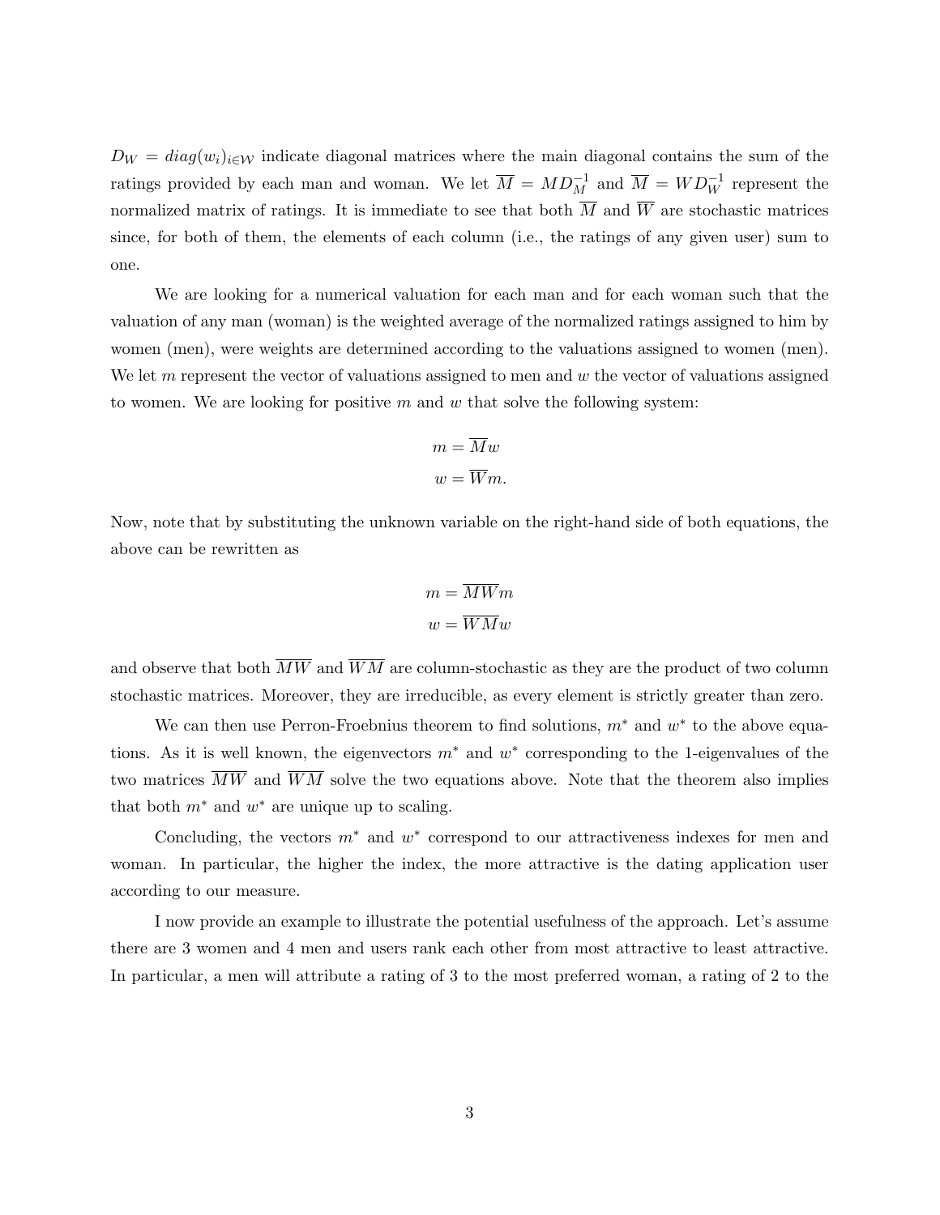$D_W = diag(w_i)_{i \in \mathcal{W}}$ indicate diagonal matrices where the main diagonal contains the sum of the ratings provided by each man and woman. We let $\overline{M} = MD_M^{-1}$ and $\overline{M} = WD_W^{-1}$ represent the normalized matrix of ratings. It is immediate to see that both $\overline{M}$ and $\overline{W}$ are stochastic matrices since, for both of them, the elements of each column (i.e., the ratings of any given user) sum to one.

We are looking for a numerical valuation for each man and for each woman such that the valuation of any man (woman) is the weighted average of the normalized ratings assigned to him by women (men), were weights are determined according to the valuations assigned to women (men). We let $m$ represent the vector of valuations assigned to men and $w$ the vector of valuations assigned to women. We are looking for positive $m$ and $w$ that solve the following system:

$$m = \overline{M}w$$
$$w = \overline{W}m.$$

Now, note that by substituting the unknown variable on the right-hand side of both equations, the above can be rewritten as

$$m = \overline{MW}m$$
$$w = \overline{WM}w$$

and observe that both $\overline{MW}$ and $\overline{WM}$ are column-stochastic as they are the product of two column stochastic matrices. Moreover, they are irreducible, as every element is strictly greater than zero.

We can then use Perron-Froebnius theorem to find solutions, $m^*$ and $w^*$ to the above equations. As it is well known, the eigenvectors $m^*$ and $w^*$ corresponding to the 1-eigenvalues of the two matrices $\overline{MW}$ and $\overline{WM}$ solve the two equations above. Note that the theorem also implies that both $m^*$ and $w^*$ are unique up to scaling.

Concluding, the vectors $m^*$ and $w^*$ correspond to our attractiveness indexes for men and woman. In particular, the higher the index, the more attractive is the dating application user according to our measure.

I now provide an example to illustrate the potential usefulness of the approach. Let's assume there are 3 women and 4 men and users rank each other from most attractive to least attractive. In particular, a men will attribute a rating of 3 to the most preferred woman, a rating of 2 to the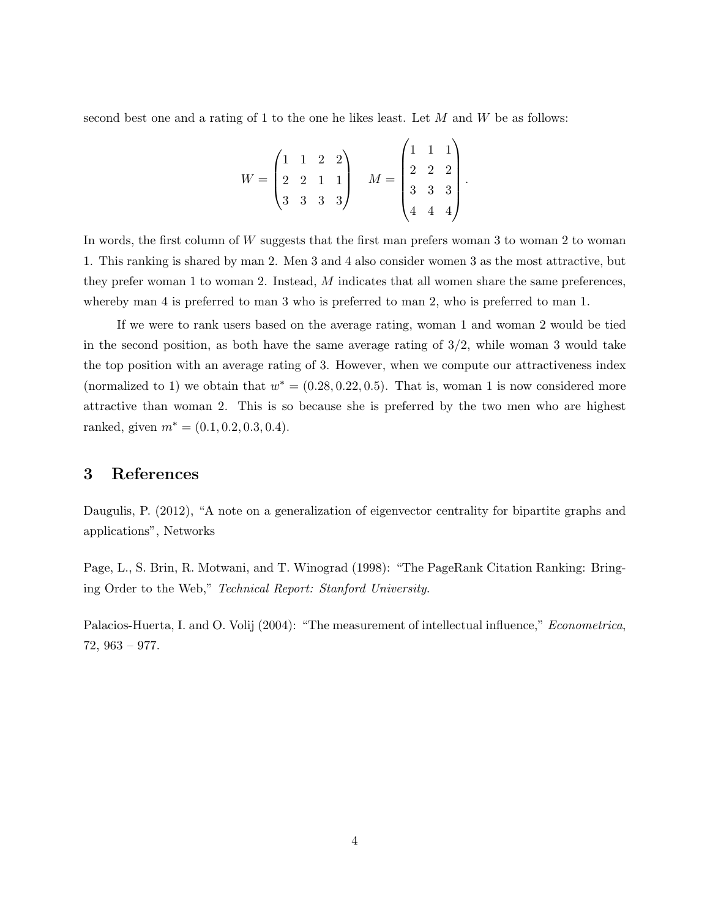second best one and a rating of 1 to the one he likes least. Let $M$ and $W$ be as follows:

$$W = \begin{pmatrix} 1 & 1 & 2 & 2 \\ 2 & 2 & 1 & 1 \\ 3 & 3 & 3 & 3 \end{pmatrix} \quad M = \begin{pmatrix} 1 & 1 & 1 \\ 2 & 2 & 2 \\ 3 & 3 & 3 \\ 4 & 4 & 4 \end{pmatrix}.$$

In words, the first column of $W$ suggests that the first man prefers woman 3 to woman 2 to woman 1. This ranking is shared by man 2. Men 3 and 4 also consider women 3 as the most attractive, but they prefer woman 1 to woman 2. Instead, $M$ indicates that all women share the same preferences, whereby man 4 is preferred to man 3 who is preferred to man 2, who is preferred to man 1.

If we were to rank users based on the average rating, woman 1 and woman 2 would be tied in the second position, as both have the same average rating of $3/2$, while woman 3 would take the top position with an average rating of 3. However, when we compute our attractiveness index (normalized to 1) we obtain that $w^* = (0.28, 0.22, 0.5)$. That is, woman 1 is now considered more attractive than woman 2. This is so because she is preferred by the two men who are highest ranked, given $m^* = (0.1, 0.2, 0.3, 0.4)$.

## 3 References

Daugulis, P. (2012), "A note on a generalization of eigenvector centrality for bipartite graphs and applications", Networks

Page, L., S. Brin, R. Motwani, and T. Winograd (1998): "The PageRank Citation Ranking: Bringing Order to the Web," *Technical Report: Stanford University.*

Palacios-Huerta, I. and O. Volij (2004): "The measurement of intellectual influence," *Econometrica*, 72, 963 – 977.